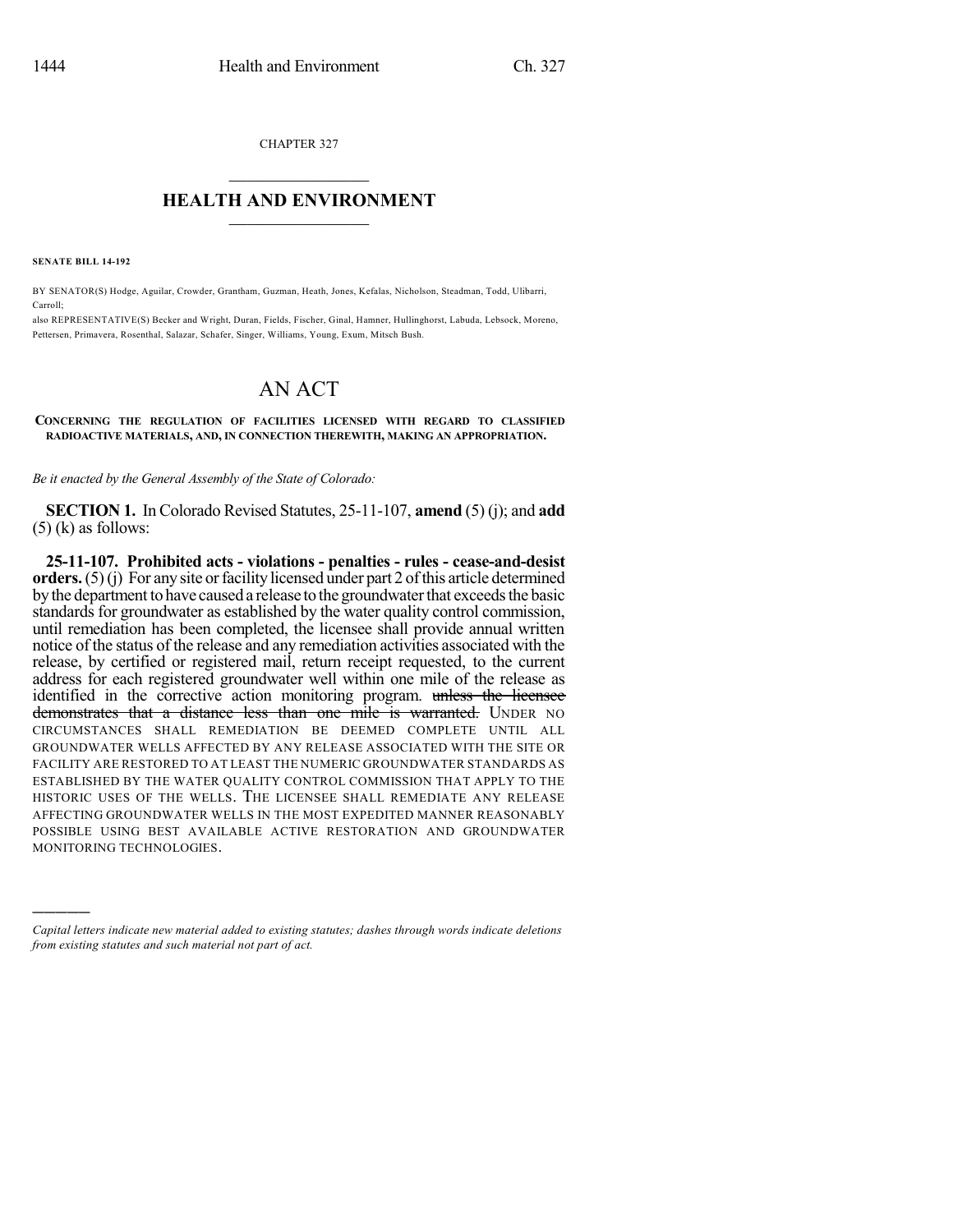CHAPTER 327

# HEALTH AND ENVIRONMENT

**SENATE BILL 14-192**

BY SENATOR(S) Hodge, Aguilar, Crowder, Grantham, Guzman, Heath, Jones, Kefalas, Nicholson, Steadman, Todd, Ulibarri, Carroll;
also REPRESENTATIVE(S) Becker and Wright, Duran, Fields, Fischer, Ginal, Hamner, Hullinghorst, Labuda, Lebsock, Moreno, Pettersen, Primavera, Rosenthal, Salazar, Schafer, Singer, Williams, Young, Exum, Mitsch Bush.

# AN ACT

**CONCERNING THE REGULATION OF FACILITIES LICENSED WITH REGARD TO CLASSIFIED RADIOACTIVE MATERIALS, AND, IN CONNECTION THEREWITH, MAKING AN APPROPRIATION.**

*Be it enacted by the General Assembly of the State of Colorado:*

**SECTION 1.** In Colorado Revised Statutes, 25-11-107, **amend** (5) (j); and **add** (5) (k) as follows:

**25-11-107. Prohibited acts - violations - penalties - rules - cease-and-desist orders.** (5) (j) For any site or facility licensed under part 2 of this article determined by the department to have caused a release to the groundwater that exceeds the basic standards for groundwater as established by the water quality control commission, until remediation has been completed, the licensee shall provide annual written notice of the status of the release and any remediation activities associated with the release, by certified or registered mail, return receipt requested, to the current address for each registered groundwater well within one mile of the release as identified in the corrective action monitoring program. ~~unless the licensee demonstrates that a distance less than one mile is warranted.~~ UNDER NO CIRCUMSTANCES SHALL REMEDIATION BE DEEMED COMPLETE UNTIL ALL GROUNDWATER WELLS AFFECTED BY ANY RELEASE ASSOCIATED WITH THE SITE OR FACILITY ARE RESTORED TO AT LEAST THE NUMERIC GROUNDWATER STANDARDS AS ESTABLISHED BY THE WATER QUALITY CONTROL COMMISSION THAT APPLY TO THE HISTORIC USES OF THE WELLS. THE LICENSEE SHALL REMEDIATE ANY RELEASE AFFECTING GROUNDWATER WELLS IN THE MOST EXPEDITED MANNER REASONABLY POSSIBLE USING BEST AVAILABLE ACTIVE RESTORATION AND GROUNDWATER MONITORING TECHNOLOGIES.

---

*Capital letters indicate new material added to existing statutes; dashes through words indicate deletions from existing statutes and such material not part of act.*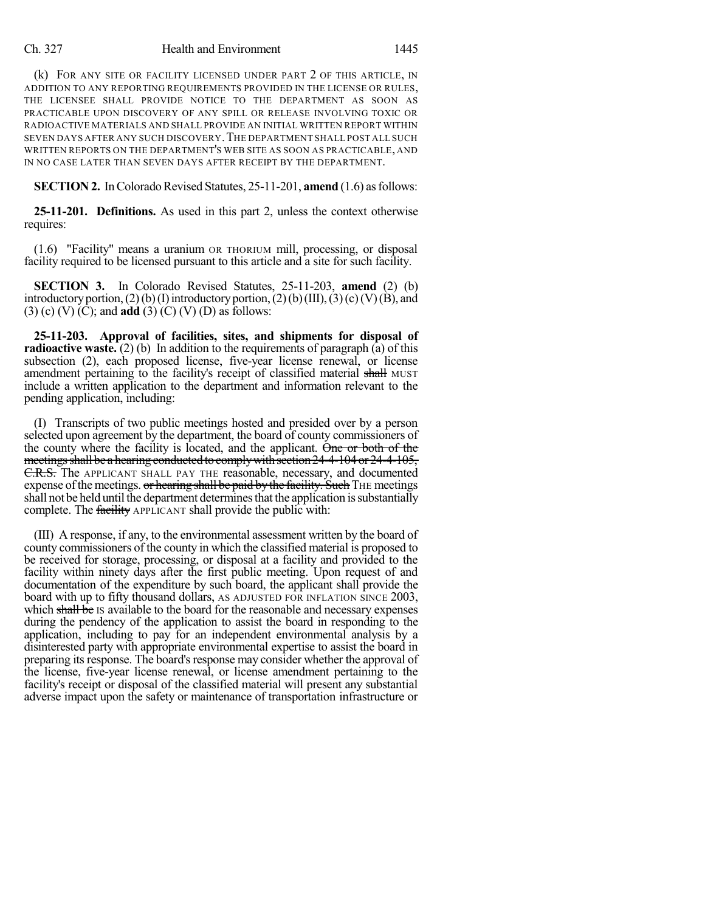(k) FOR ANY SITE OR FACILITY LICENSED UNDER PART 2 OF THIS ARTICLE, IN ADDITION TO ANY REPORTING REQUIREMENTS PROVIDED IN THE LICENSE OR RULES, THE LICENSEE SHALL PROVIDE NOTICE TO THE DEPARTMENT AS SOON AS PRACTICABLE UPON DISCOVERY OF ANY SPILL OR RELEASE INVOLVING TOXIC OR RADIOACTIVE MATERIALS AND SHALL PROVIDE AN INITIAL WRITTEN REPORT WITHIN SEVEN DAYS AFTER ANY SUCH DISCOVERY. THE DEPARTMENT SHALL POST ALL SUCH WRITTEN REPORTS ON THE DEPARTMENT'S WEB SITE AS SOON AS PRACTICABLE, AND IN NO CASE LATER THAN SEVEN DAYS AFTER RECEIPT BY THE DEPARTMENT.

**SECTION 2.** In Colorado Revised Statutes, 25-11-201, **amend** (1.6) as follows:

**25-11-201. Definitions.** As used in this part 2, unless the context otherwise requires:

(1.6) "Facility" means a uranium OR THORIUM mill, processing, or disposal facility required to be licensed pursuant to this article and a site for such facility.

**SECTION 3.** In Colorado Revised Statutes, 25-11-203, **amend** (2) (b) introductory portion, (2) (b) (I) introductory portion, (2) (b) (III), (3) (c) (V) (B), and (3) (c) (V) (C); and **add** (3) (C) (V) (D) as follows:

**25-11-203. Approval of facilities, sites, and shipments for disposal of radioactive waste.** (2) (b) In addition to the requirements of paragraph (a) of this subsection (2), each proposed license, five-year license renewal, or license amendment pertaining to the facility's receipt of classified material ~~shall~~ MUST include a written application to the department and information relevant to the pending application, including:

(I) Transcripts of two public meetings hosted and presided over by a person selected upon agreement by the department, the board of county commissioners of the county where the facility is located, and the applicant. ~~One or both of the meetings shall be a hearing conducted to comply with section 24-4-104 or 24-4-105, C.R.S.~~ The APPLICANT SHALL PAY THE reasonable, necessary, and documented expense of the meetings. ~~or hearing shall be paid by the facility. Such~~ THE meetings shall not be held until the department determines that the application is substantially complete. The ~~facility~~ APPLICANT shall provide the public with:

(III) A response, if any, to the environmental assessment written by the board of county commissioners of the county in which the classified material is proposed to be received for storage, processing, or disposal at a facility and provided to the facility within ninety days after the first public meeting. Upon request of and documentation of the expenditure by such board, the applicant shall provide the board with up to fifty thousand dollars, AS ADJUSTED FOR INFLATION SINCE 2003, which ~~shall be~~ IS available to the board for the reasonable and necessary expenses during the pendency of the application to assist the board in responding to the application, including to pay for an independent environmental analysis by a disinterested party with appropriate environmental expertise to assist the board in preparing its response. The board's response may consider whether the approval of the license, five-year license renewal, or license amendment pertaining to the facility's receipt or disposal of the classified material will present any substantial adverse impact upon the safety or maintenance of transportation infrastructure or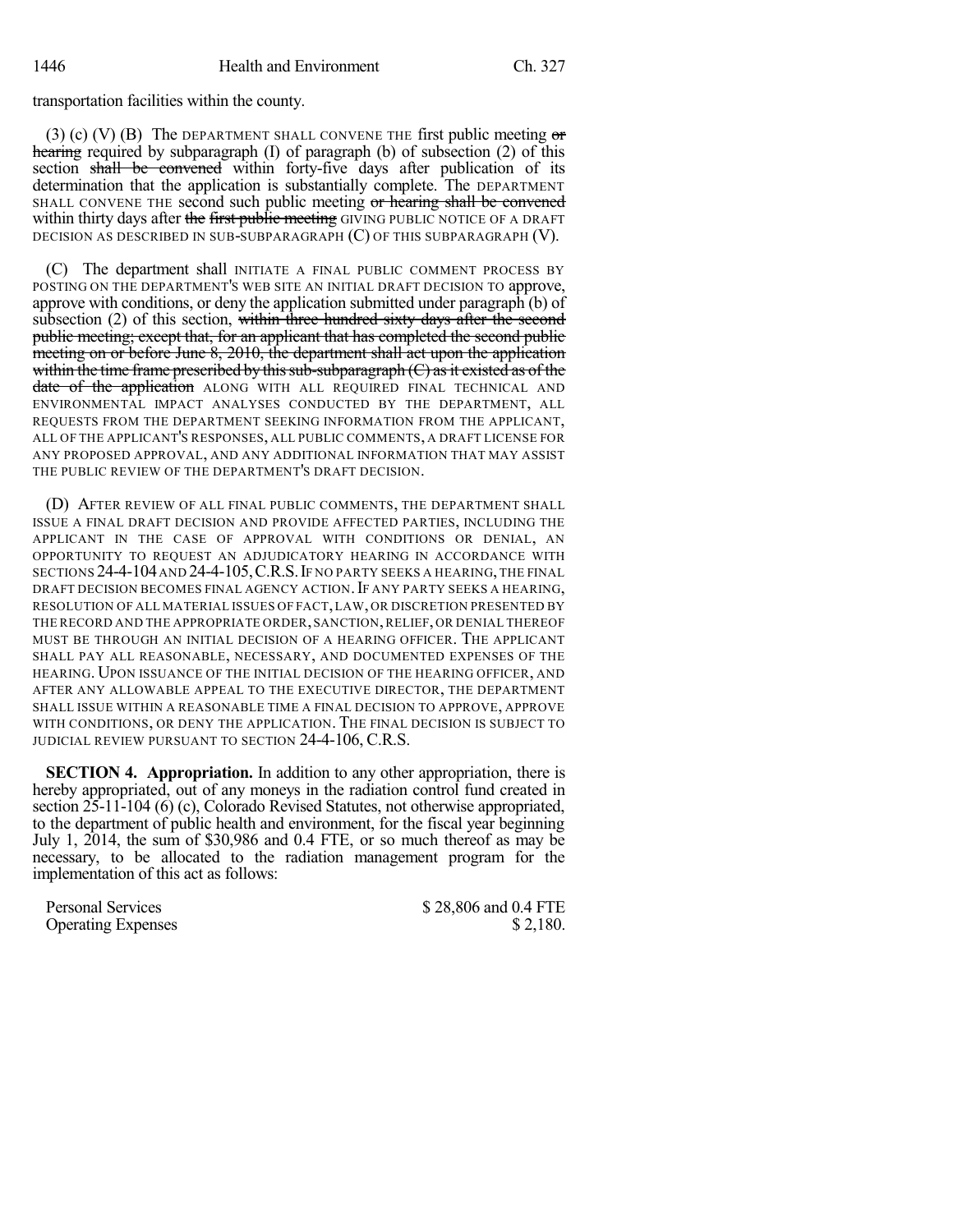transportation facilities within the county.

(3) (c) (V) (B) The DEPARTMENT SHALL CONVENE THE first public meeting ~~or hearing~~ required by subparagraph (I) of paragraph (b) of subsection (2) of this section ~~shall be convened~~ within forty-five days after publication of its determination that the application is substantially complete. The DEPARTMENT SHALL CONVENE THE second such public meeting ~~or hearing shall be convened~~ within thirty days after ~~the first public meeting~~ GIVING PUBLIC NOTICE OF A DRAFT DECISION AS DESCRIBED IN SUB-SUBPARAGRAPH (C) OF THIS SUBPARAGRAPH (V).

(C) The department shall INITIATE A FINAL PUBLIC COMMENT PROCESS BY POSTING ON THE DEPARTMENT'S WEB SITE AN INITIAL DRAFT DECISION TO approve, approve with conditions, or deny the application submitted under paragraph (b) of subsection (2) of this section, ~~within three hundred sixty days after the second public meeting; except that, for an applicant that has completed the second public meeting on or before June 8, 2010, the department shall act upon the application within the time frame prescribed by this sub-subparagraph (C) as it existed as of the date of the application~~ ALONG WITH ALL REQUIRED FINAL TECHNICAL AND ENVIRONMENTAL IMPACT ANALYSES CONDUCTED BY THE DEPARTMENT, ALL REQUESTS FROM THE DEPARTMENT SEEKING INFORMATION FROM THE APPLICANT, ALL OF THE APPLICANT'S RESPONSES, ALL PUBLIC COMMENTS, A DRAFT LICENSE FOR ANY PROPOSED APPROVAL, AND ANY ADDITIONAL INFORMATION THAT MAY ASSIST THE PUBLIC REVIEW OF THE DEPARTMENT'S DRAFT DECISION.

(D) AFTER REVIEW OF ALL FINAL PUBLIC COMMENTS, THE DEPARTMENT SHALL ISSUE A FINAL DRAFT DECISION AND PROVIDE AFFECTED PARTIES, INCLUDING THE APPLICANT IN THE CASE OF APPROVAL WITH CONDITIONS OR DENIAL, AN OPPORTUNITY TO REQUEST AN ADJUDICATORY HEARING IN ACCORDANCE WITH SECTIONS 24-4-104 AND 24-4-105, C.R.S. IF NO PARTY SEEKS A HEARING, THE FINAL DRAFT DECISION BECOMES FINAL AGENCY ACTION. IF ANY PARTY SEEKS A HEARING, RESOLUTION OF ALL MATERIAL ISSUES OF FACT, LAW, OR DISCRETION PRESENTED BY THE RECORD AND THE APPROPRIATE ORDER, SANCTION, RELIEF, OR DENIAL THEREOF MUST BE THROUGH AN INITIAL DECISION OF A HEARING OFFICER. THE APPLICANT SHALL PAY ALL REASONABLE, NECESSARY, AND DOCUMENTED EXPENSES OF THE HEARING. UPON ISSUANCE OF THE INITIAL DECISION OF THE HEARING OFFICER, AND AFTER ANY ALLOWABLE APPEAL TO THE EXECUTIVE DIRECTOR, THE DEPARTMENT SHALL ISSUE WITHIN A REASONABLE TIME A FINAL DECISION TO APPROVE, APPROVE WITH CONDITIONS, OR DENY THE APPLICATION. THE FINAL DECISION IS SUBJECT TO JUDICIAL REVIEW PURSUANT TO SECTION 24-4-106, C.R.S.

**SECTION 4. Appropriation.** In addition to any other appropriation, there is hereby appropriated, out of any moneys in the radiation control fund created in section 25-11-104 (6) (c), Colorado Revised Statutes, not otherwise appropriated, to the department of public health and environment, for the fiscal year beginning July 1, 2014, the sum of $30,986 and 0.4 FTE, or so much thereof as may be necessary, to be allocated to the radiation management program for the implementation of this act as follows:

| | |
|---|---|
| Personal Services | $ 28,806 and 0.4 FTE |
| Operating Expenses | $ 2,180. |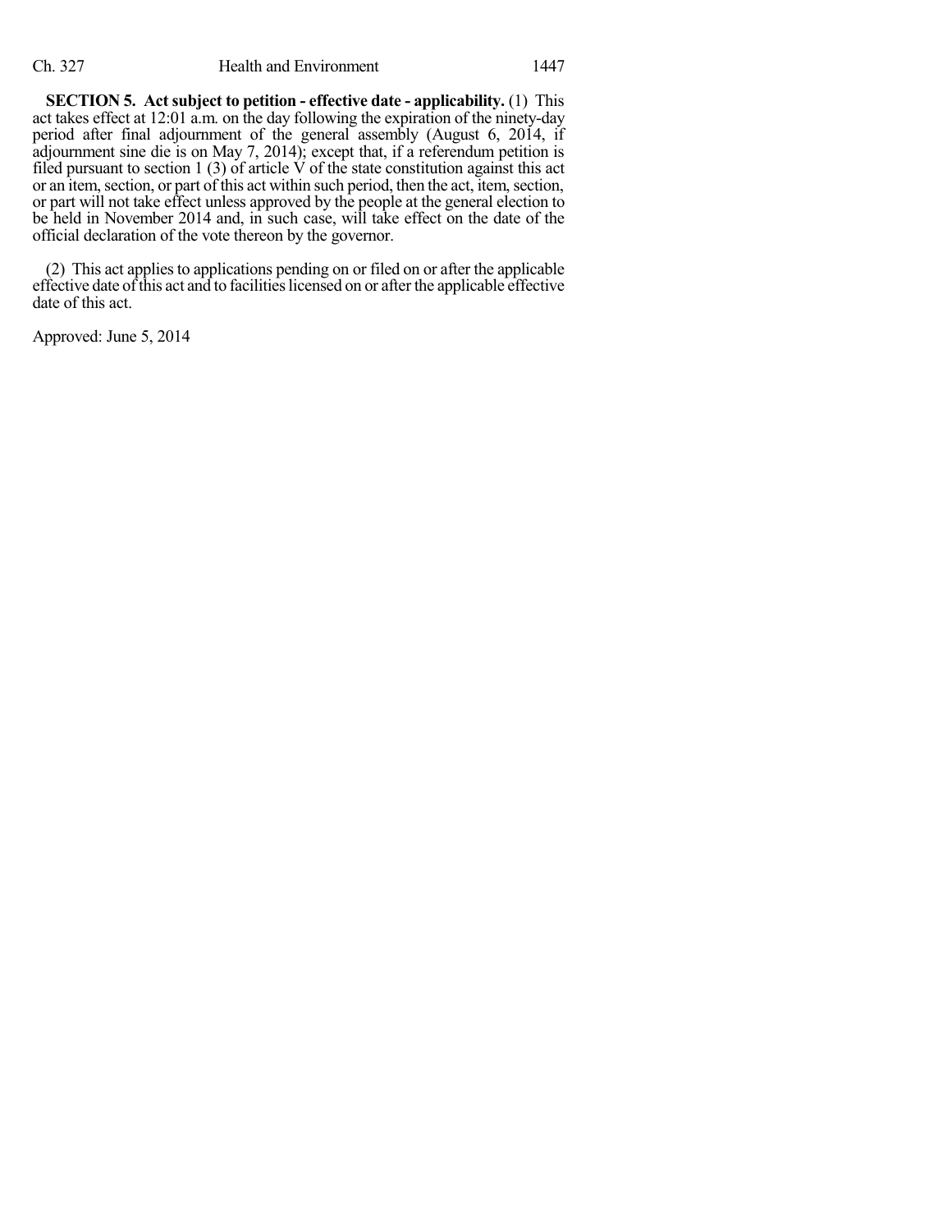**SECTION 5. Act subject to petition - effective date - applicability.** (1) This act takes effect at 12:01 a.m. on the day following the expiration of the ninety-day period after final adjournment of the general assembly (August 6, 2014, if adjournment sine die is on May 7, 2014); except that, if a referendum petition is filed pursuant to section 1 (3) of article V of the state constitution against this act or an item, section, or part of this act within such period, then the act, item, section, or part will not take effect unless approved by the people at the general election to be held in November 2014 and, in such case, will take effect on the date of the official declaration of the vote thereon by the governor.

(2) This act applies to applications pending on or filed on or after the applicable effective date of this act and to facilities licensed on or after the applicable effective date of this act.

Approved: June 5, 2014